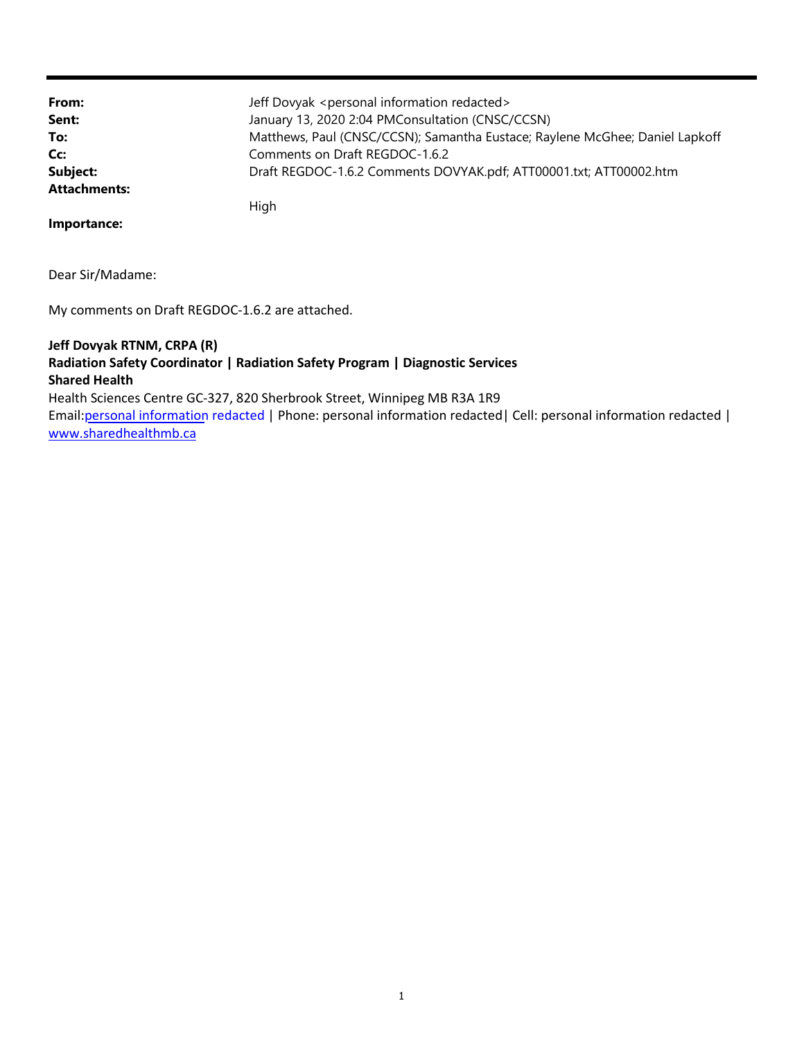**From:** Jeff Dovyak <personal information redacted>

**Sent:** January 13, 2020 2:04 PMConsultation (CNSC/CCSN)

**To:** Matthews, Paul (CNSC/CCSN); Samantha Eustace; Raylene McGhee; Daniel Lapkoff

**Cc:** Comments on Draft REGDOC-1.6.2

**Subject:** Draft REGDOC-1.6.2 Comments DOVYAK.pdf; ATT00001.txt; ATT00002.htm

**Attachments:**

High

**Importance:**

Dear Sir/Madame:

My comments on Draft REGDOC-1.6.2 are attached.

**Jeff Dovyak RTNM, CRPA (R)**
**Radiation Safety Coordinator | Radiation Safety Program | Diagnostic Services**
**Shared Health**
Health Sciences Centre GC-327, 820 Sherbrook Street, Winnipeg MB R3A 1R9
Email:personal information redacted | Phone: personal information redacted| Cell: personal information redacted |
www.sharedhealthmb.ca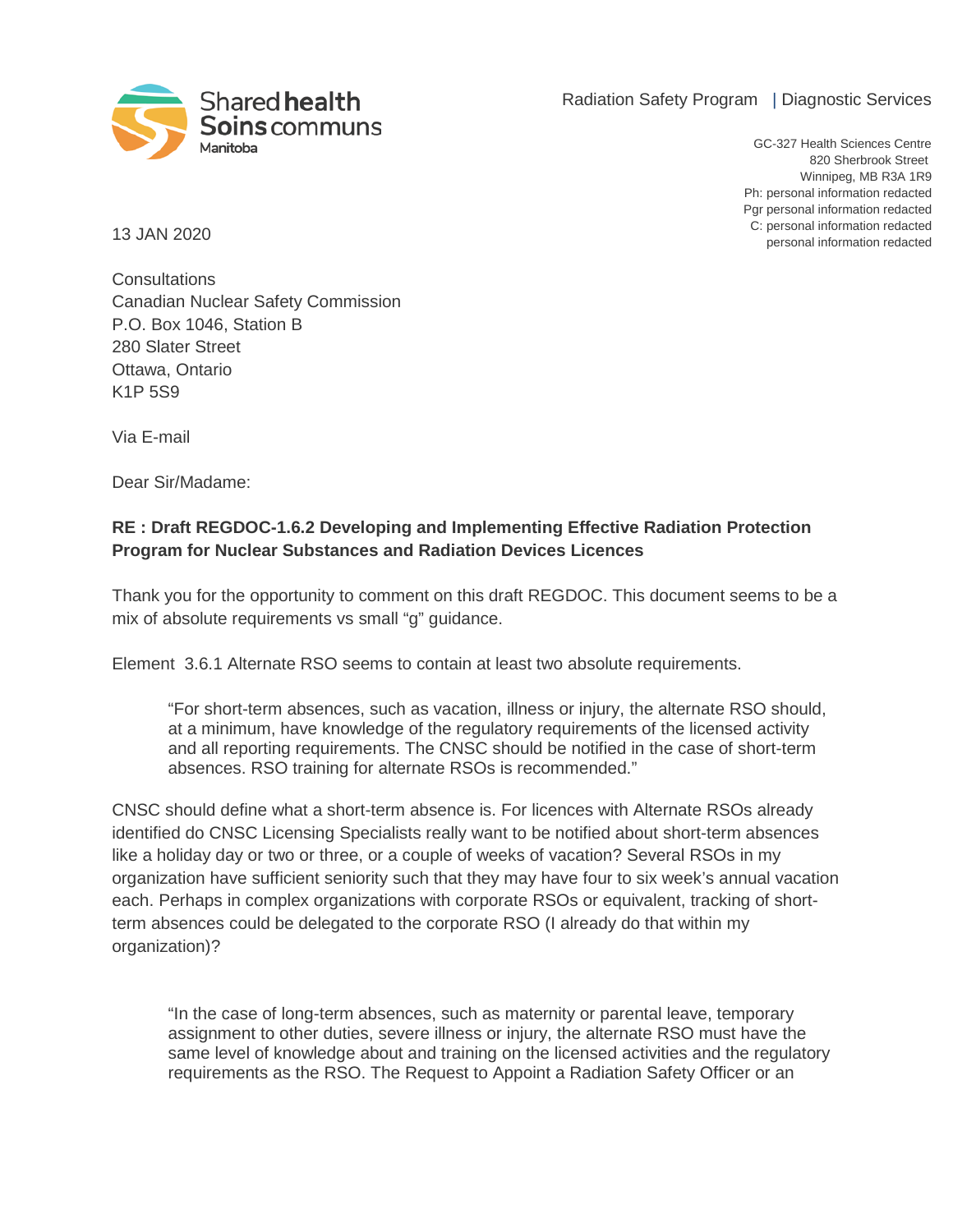Radiation Safety Program | Diagnostic Services

GC-327 Health Sciences Centre
820 Sherbrook Street
Winnipeg, MB R3A 1R9
Ph: personal information redacted
Pgr personal information redacted
C: personal information redacted
personal information redacted

13 JAN 2020

Consultations
Canadian Nuclear Safety Commission
P.O. Box 1046, Station B
280 Slater Street
Ottawa, Ontario
K1P 5S9

Via E-mail

Dear Sir/Madame:

**RE : Draft REGDOC-1.6.2 Developing and Implementing Effective Radiation Protection Program for Nuclear Substances and Radiation Devices Licences**

Thank you for the opportunity to comment on this draft REGDOC. This document seems to be a mix of absolute requirements vs small "g" guidance.

Element 3.6.1 Alternate RSO seems to contain at least two absolute requirements.

> "For short-term absences, such as vacation, illness or injury, the alternate RSO should, at a minimum, have knowledge of the regulatory requirements of the licensed activity and all reporting requirements. The CNSC should be notified in the case of short-term absences. RSO training for alternate RSOs is recommended."

CNSC should define what a short-term absence is. For licences with Alternate RSOs already identified do CNSC Licensing Specialists really want to be notified about short-term absences like a holiday day or two or three, or a couple of weeks of vacation? Several RSOs in my organization have sufficient seniority such that they may have four to six week's annual vacation each. Perhaps in complex organizations with corporate RSOs or equivalent, tracking of short-term absences could be delegated to the corporate RSO (I already do that within my organization)?

> "In the case of long-term absences, such as maternity or parental leave, temporary assignment to other duties, severe illness or injury, the alternate RSO must have the same level of knowledge about and training on the licensed activities and the regulatory requirements as the RSO. The Request to Appoint a Radiation Safety Officer or an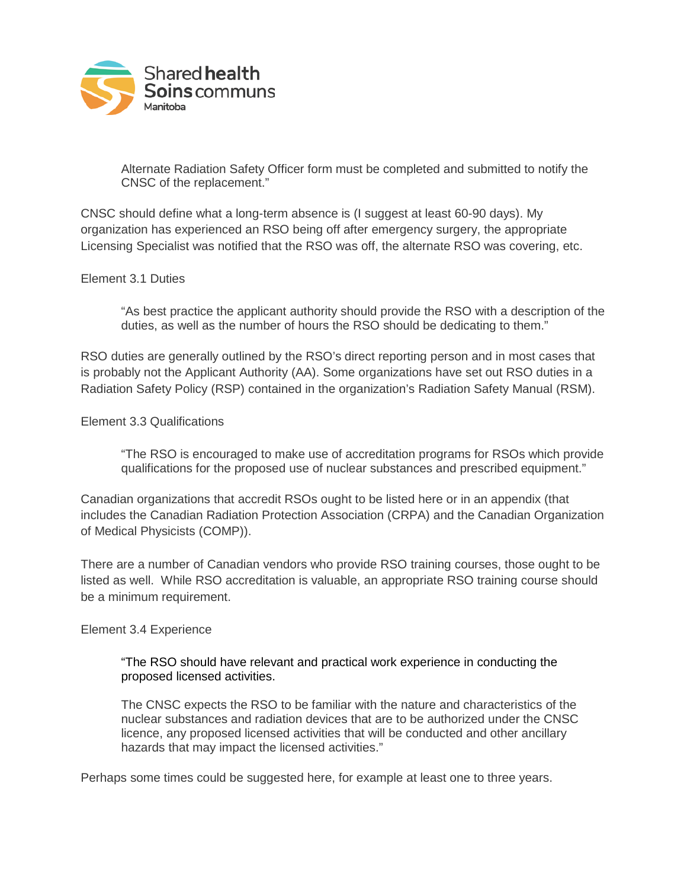> Alternate Radiation Safety Officer form must be completed and submitted to notify the CNSC of the replacement."

CNSC should define what a long-term absence is (I suggest at least 60-90 days). My organization has experienced an RSO being off after emergency surgery, the appropriate Licensing Specialist was notified that the RSO was off, the alternate RSO was covering, etc.

Element 3.1 Duties

> "As best practice the applicant authority should provide the RSO with a description of the duties, as well as the number of hours the RSO should be dedicating to them."

RSO duties are generally outlined by the RSO's direct reporting person and in most cases that is probably not the Applicant Authority (AA). Some organizations have set out RSO duties in a Radiation Safety Policy (RSP) contained in the organization's Radiation Safety Manual (RSM).

Element 3.3 Qualifications

> "The RSO is encouraged to make use of accreditation programs for RSOs which provide qualifications for the proposed use of nuclear substances and prescribed equipment."

Canadian organizations that accredit RSOs ought to be listed here or in an appendix (that includes the Canadian Radiation Protection Association (CRPA) and the Canadian Organization of Medical Physicists (COMP)).

There are a number of Canadian vendors who provide RSO training courses, those ought to be listed as well. While RSO accreditation is valuable, an appropriate RSO training course should be a minimum requirement.

Element 3.4 Experience

> "The RSO should have relevant and practical work experience in conducting the proposed licensed activities.
>
> The CNSC expects the RSO to be familiar with the nature and characteristics of the nuclear substances and radiation devices that are to be authorized under the CNSC licence, any proposed licensed activities that will be conducted and other ancillary hazards that may impact the licensed activities."

Perhaps some times could be suggested here, for example at least one to three years.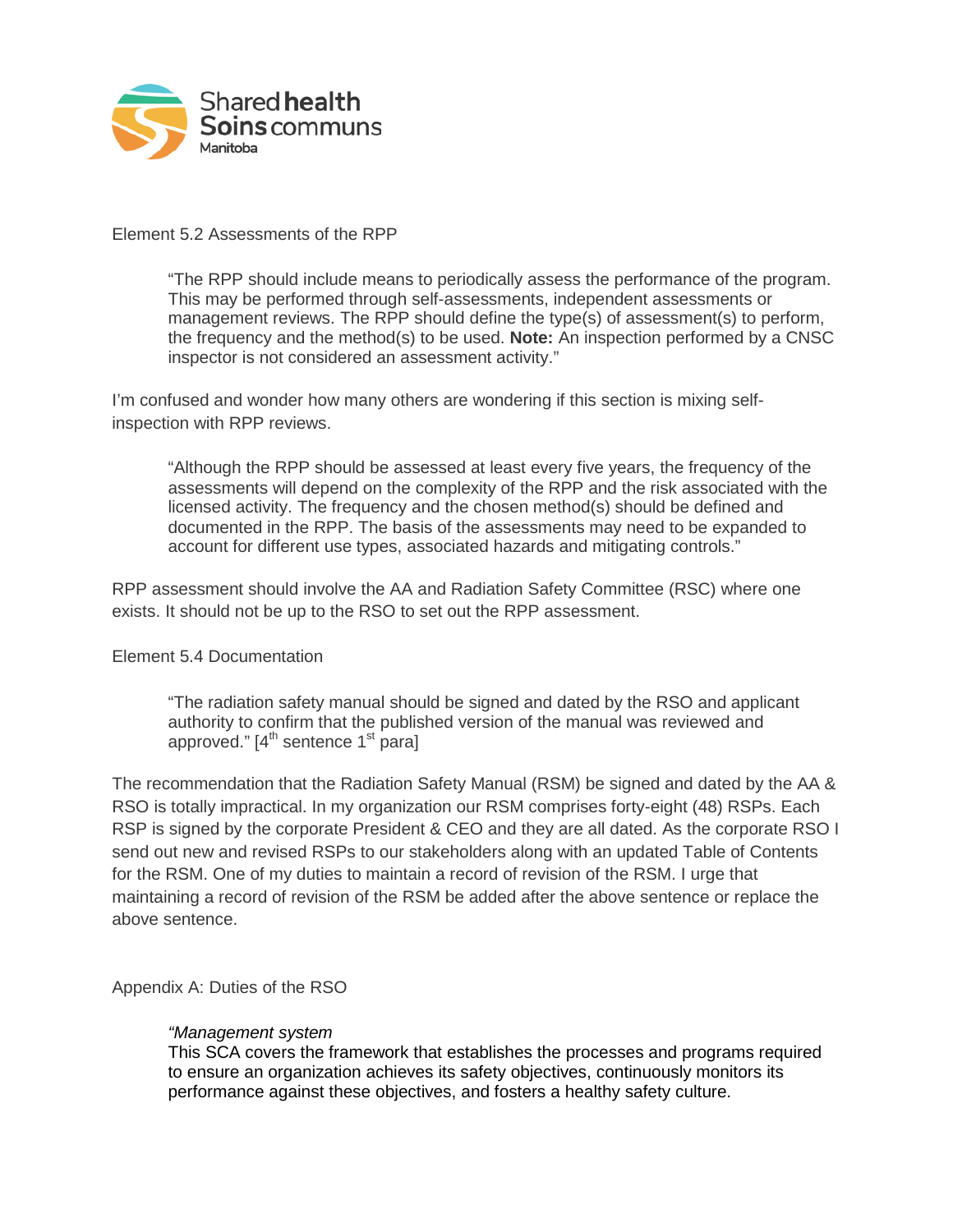Element 5.2 Assessments of the RPP

> "The RPP should include means to periodically assess the performance of the program. This may be performed through self-assessments, independent assessments or management reviews. The RPP should define the type(s) of assessment(s) to perform, the frequency and the method(s) to be used. **Note:** An inspection performed by a CNSC inspector is not considered an assessment activity."

I'm confused and wonder how many others are wondering if this section is mixing self-inspection with RPP reviews.

> "Although the RPP should be assessed at least every five years, the frequency of the assessments will depend on the complexity of the RPP and the risk associated with the licensed activity. The frequency and the chosen method(s) should be defined and documented in the RPP. The basis of the assessments may need to be expanded to account for different use types, associated hazards and mitigating controls."

RPP assessment should involve the AA and Radiation Safety Committee (RSC) where one exists. It should not be up to the RSO to set out the RPP assessment.

Element 5.4 Documentation

> "The radiation safety manual should be signed and dated by the RSO and applicant authority to confirm that the published version of the manual was reviewed and approved." [4th sentence 1st para]

The recommendation that the Radiation Safety Manual (RSM) be signed and dated by the AA & RSO is totally impractical. In my organization our RSM comprises forty-eight (48) RSPs. Each RSP is signed by the corporate President & CEO and they are all dated. As the corporate RSO I send out new and revised RSPs to our stakeholders along with an updated Table of Contents for the RSM. One of my duties to maintain a record of revision of the RSM. I urge that maintaining a record of revision of the RSM be added after the above sentence or replace the above sentence.

Appendix A: Duties of the RSO

> *"Management system*
> This SCA covers the framework that establishes the processes and programs required to ensure an organization achieves its safety objectives, continuously monitors its performance against these objectives, and fosters a healthy safety culture.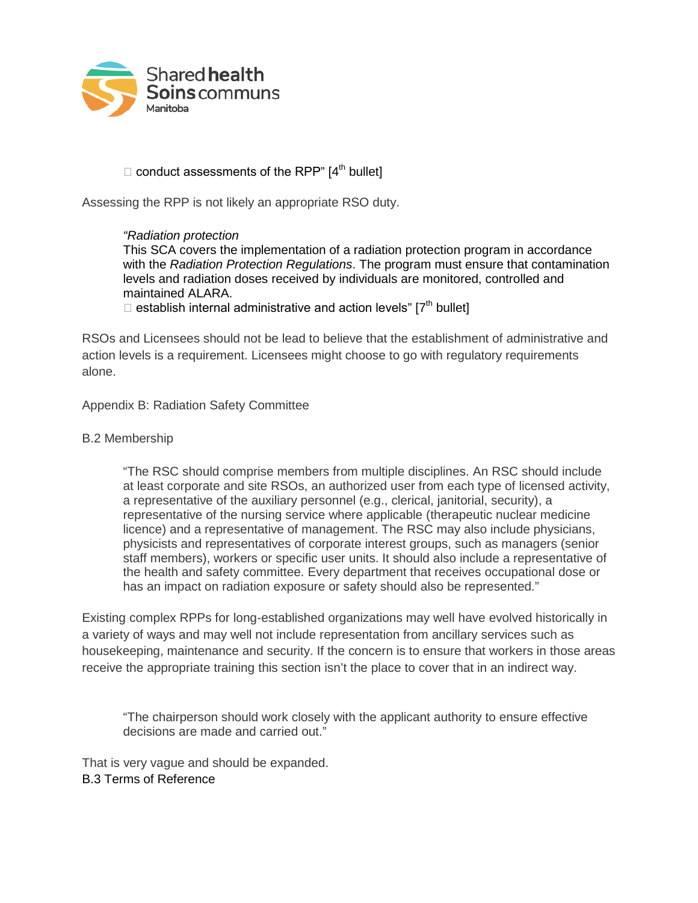- conduct assessments of the RPP" [4th bullet]

Assessing the RPP is not likely an appropriate RSO duty.

> *"Radiation protection*
> This SCA covers the implementation of a radiation protection program in accordance with the *Radiation Protection Regulations*. The program must ensure that contamination levels and radiation doses received by individuals are monitored, controlled and maintained ALARA.
> - establish internal administrative and action levels" [7th bullet]

RSOs and Licensees should not be lead to believe that the establishment of administrative and action levels is a requirement. Licensees might choose to go with regulatory requirements alone.

Appendix B: Radiation Safety Committee

B.2 Membership

> "The RSC should comprise members from multiple disciplines. An RSC should include at least corporate and site RSOs, an authorized user from each type of licensed activity, a representative of the auxiliary personnel (e.g., clerical, janitorial, security), a representative of the nursing service where applicable (therapeutic nuclear medicine licence) and a representative of management. The RSC may also include physicians, physicists and representatives of corporate interest groups, such as managers (senior staff members), workers or specific user units. It should also include a representative of the health and safety committee. Every department that receives occupational dose or has an impact on radiation exposure or safety should also be represented."

Existing complex RPPs for long-established organizations may well have evolved historically in a variety of ways and may well not include representation from ancillary services such as housekeeping, maintenance and security. If the concern is to ensure that workers in those areas receive the appropriate training this section isn't the place to cover that in an indirect way.

> "The chairperson should work closely with the applicant authority to ensure effective decisions are made and carried out."

That is very vague and should be expanded.

B.3 Terms of Reference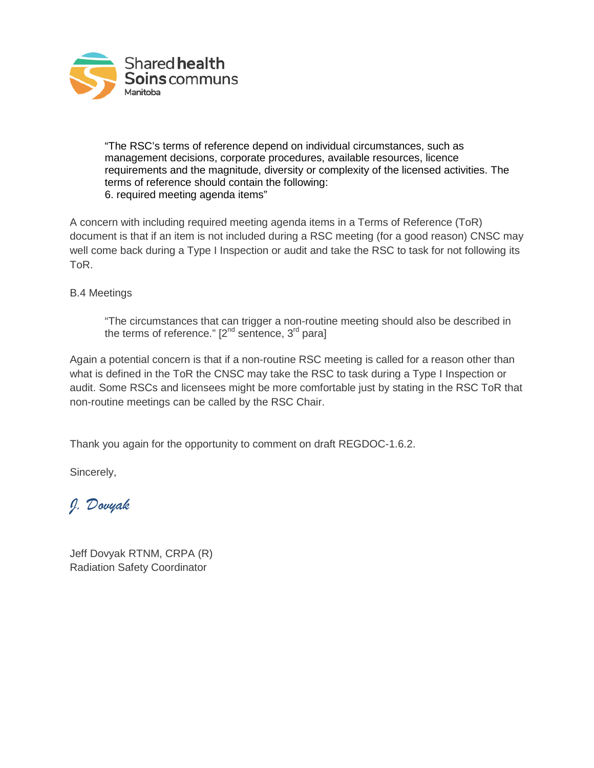> "The RSC's terms of reference depend on individual circumstances, such as management decisions, corporate procedures, available resources, licence requirements and the magnitude, diversity or complexity of the licensed activities. The terms of reference should contain the following:
> 6. required meeting agenda items"

A concern with including required meeting agenda items in a Terms of Reference (ToR) document is that if an item is not included during a RSC meeting (for a good reason) CNSC may well come back during a Type I Inspection or audit and take the RSC to task for not following its ToR.

B.4 Meetings

> "The circumstances that can trigger a non-routine meeting should also be described in the terms of reference." [2nd sentence, 3rd para]

Again a potential concern is that if a non-routine RSC meeting is called for a reason other than what is defined in the ToR the CNSC may take the RSC to task during a Type I Inspection or audit. Some RSCs and licensees might be more comfortable just by stating in the RSC ToR that non-routine meetings can be called by the RSC Chair.

Thank you again for the opportunity to comment on draft REGDOC-1.6.2.

Sincerely,

*J. Dovyak*

Jeff Dovyak RTNM, CRPA (R)
Radiation Safety Coordinator